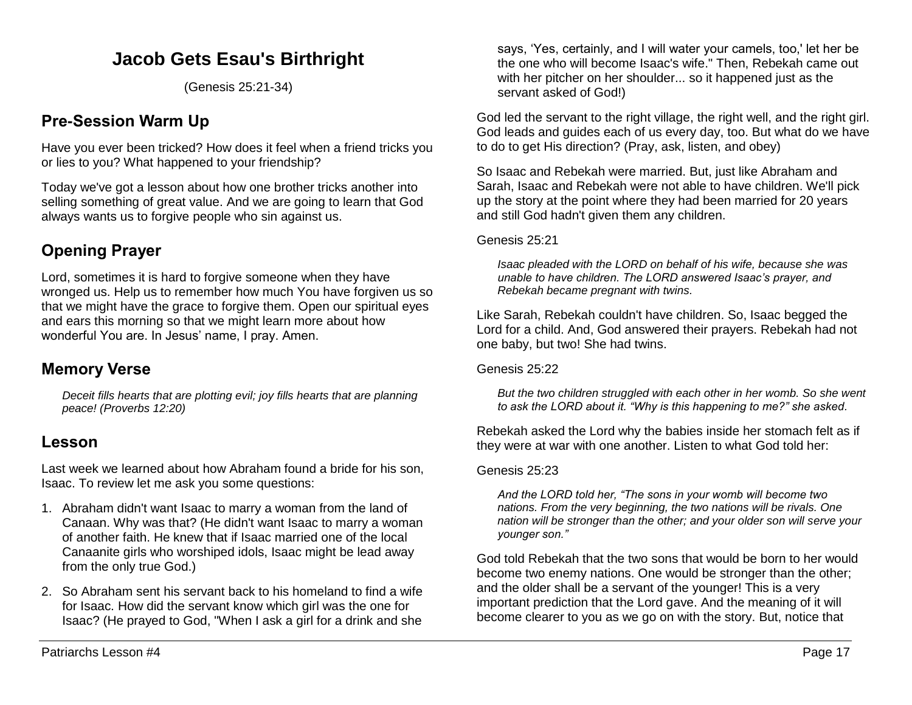# Jacob Gets Esau's Birthright

(Genesis 25:21-34)

## Pre-Session Warm Up

Have you ever been tricked? How does it feel when a friend tricks you or lies to you? What happened to your friendship?

Today we've got a lesson about how one brother tricks another into selling something of great value. And we are going to learn that God always wants us to forgive people who sin against us.

## Opening Prayer

Lord, sometimes it is hard to forgive someone when they have wronged us. Help us to remember how much You have forgiven us so that we might have the grace to forgive them. Open our spiritual eyes and ears this morning so that we might learn more about how wonderful You are. In Jesus' name, I pray. Amen.

## Memory Verse

> *Deceit fills hearts that are plotting evil; joy fills hearts that are planning peace! (Proverbs 12:20)*

## Lesson

Last week we learned about how Abraham found a bride for his son, Isaac. To review let me ask you some questions:

1. Abraham didn't want Isaac to marry a woman from the land of Canaan. Why was that? (He didn't want Isaac to marry a woman of another faith. He knew that if Isaac married one of the local Canaanite girls who worshiped idols, Isaac might be lead away from the only true God.)
2. So Abraham sent his servant back to his homeland to find a wife for Isaac. How did the servant know which girl was the one for Isaac? (He prayed to God, "When I ask a girl for a drink and she says, 'Yes, certainly, and I will water your camels, too,' let her be the one who will become Isaac's wife." Then, Rebekah came out with her pitcher on her shoulder... so it happened just as the servant asked of God!)

God led the servant to the right village, the right well, and the right girl. God leads and guides each of us every day, too. But what do we have to do to get His direction? (Pray, ask, listen, and obey)

So Isaac and Rebekah were married. But, just like Abraham and Sarah, Isaac and Rebekah were not able to have children. We'll pick up the story at the point where they had been married for 20 years and still God hadn't given them any children.

Genesis 25:21

> *Isaac pleaded with the LORD on behalf of his wife, because she was unable to have children. The LORD answered Isaac's prayer, and Rebekah became pregnant with twins.*

Like Sarah, Rebekah couldn't have children. So, Isaac begged the Lord for a child. And, God answered their prayers. Rebekah had not one baby, but two! She had twins.

Genesis 25:22

> *But the two children struggled with each other in her womb. So she went to ask the LORD about it. "Why is this happening to me?" she asked.*

Rebekah asked the Lord why the babies inside her stomach felt as if they were at war with one another. Listen to what God told her:

Genesis 25:23

> *And the LORD told her, "The sons in your womb will become two nations. From the very beginning, the two nations will be rivals. One nation will be stronger than the other; and your older son will serve your younger son."*

God told Rebekah that the two sons that would be born to her would become two enemy nations. One would be stronger than the other; and the older shall be a servant of the younger! This is a very important prediction that the Lord gave. And the meaning of it will become clearer to you as we go on with the story. But, notice that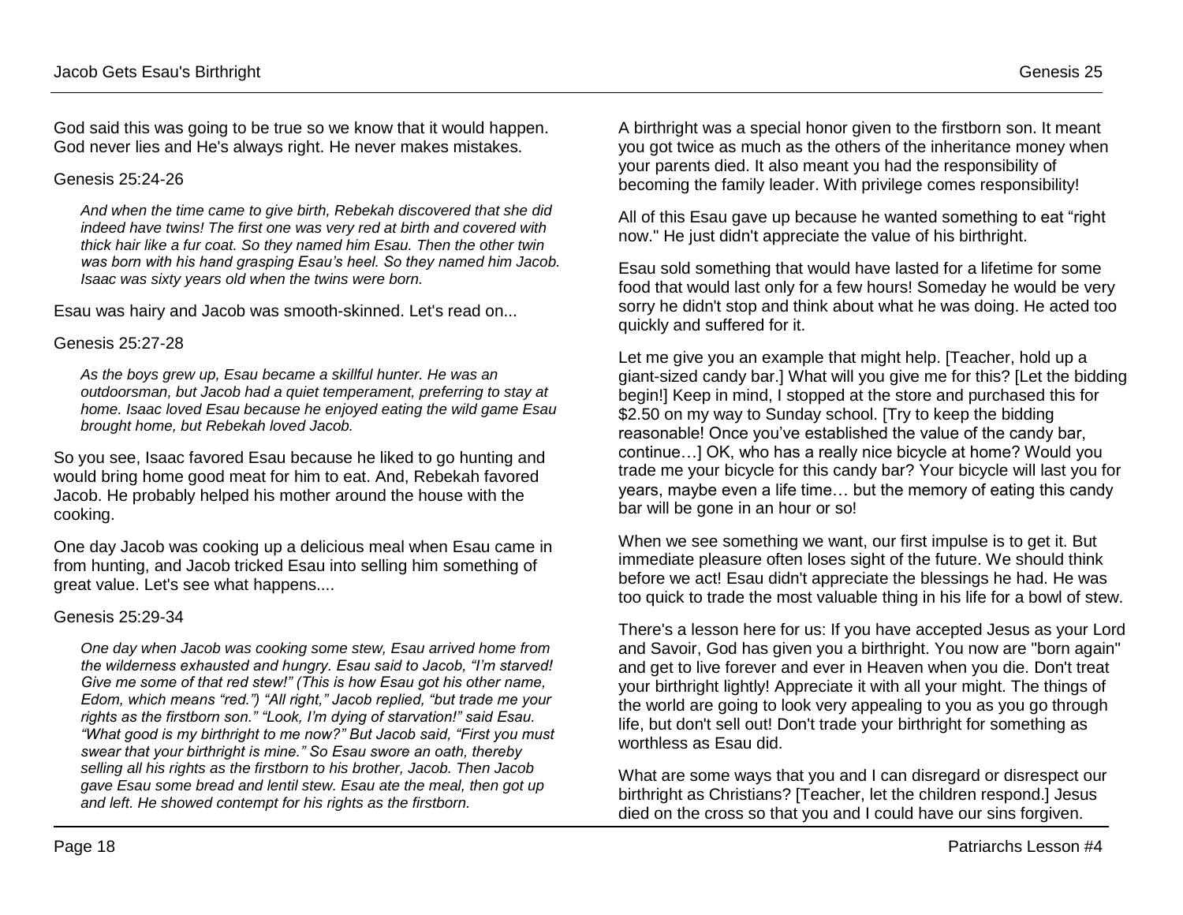God said this was going to be true so we know that it would happen. God never lies and He's always right. He never makes mistakes.

Genesis 25:24-26

> *And when the time came to give birth, Rebekah discovered that she did indeed have twins! The first one was very red at birth and covered with thick hair like a fur coat. So they named him Esau. Then the other twin was born with his hand grasping Esau's heel. So they named him Jacob. Isaac was sixty years old when the twins were born.*

Esau was hairy and Jacob was smooth-skinned. Let's read on...

Genesis 25:27-28

> *As the boys grew up, Esau became a skillful hunter. He was an outdoorsman, but Jacob had a quiet temperament, preferring to stay at home. Isaac loved Esau because he enjoyed eating the wild game Esau brought home, but Rebekah loved Jacob.*

So you see, Isaac favored Esau because he liked to go hunting and would bring home good meat for him to eat. And, Rebekah favored Jacob. He probably helped his mother around the house with the cooking.

One day Jacob was cooking up a delicious meal when Esau came in from hunting, and Jacob tricked Esau into selling him something of great value. Let's see what happens....

Genesis 25:29-34

> *One day when Jacob was cooking some stew, Esau arrived home from the wilderness exhausted and hungry. Esau said to Jacob, "I'm starved! Give me some of that red stew!" (This is how Esau got his other name, Edom, which means "red.") "All right," Jacob replied, "but trade me your rights as the firstborn son." "Look, I'm dying of starvation!" said Esau. "What good is my birthright to me now?" But Jacob said, "First you must swear that your birthright is mine." So Esau swore an oath, thereby selling all his rights as the firstborn to his brother, Jacob. Then Jacob gave Esau some bread and lentil stew. Esau ate the meal, then got up and left. He showed contempt for his rights as the firstborn.*

A birthright was a special honor given to the firstborn son. It meant you got twice as much as the others of the inheritance money when your parents died. It also meant you had the responsibility of becoming the family leader. With privilege comes responsibility!

All of this Esau gave up because he wanted something to eat "right now." He just didn't appreciate the value of his birthright.

Esau sold something that would have lasted for a lifetime for some food that would last only for a few hours! Someday he would be very sorry he didn't stop and think about what he was doing. He acted too quickly and suffered for it.

Let me give you an example that might help. [Teacher, hold up a giant-sized candy bar.] What will you give me for this? [Let the bidding begin!] Keep in mind, I stopped at the store and purchased this for $2.50 on my way to Sunday school. [Try to keep the bidding reasonable! Once you've established the value of the candy bar, continue…] OK, who has a really nice bicycle at home? Would you trade me your bicycle for this candy bar? Your bicycle will last you for years, maybe even a life time… but the memory of eating this candy bar will be gone in an hour or so!

When we see something we want, our first impulse is to get it. But immediate pleasure often loses sight of the future. We should think before we act! Esau didn't appreciate the blessings he had. He was too quick to trade the most valuable thing in his life for a bowl of stew.

There's a lesson here for us: If you have accepted Jesus as your Lord and Savoir, God has given you a birthright. You now are "born again" and get to live forever and ever in Heaven when you die. Don't treat your birthright lightly! Appreciate it with all your might. The things of the world are going to look very appealing to you as you go through life, but don't sell out! Don't trade your birthright for something as worthless as Esau did.

What are some ways that you and I can disregard or disrespect our birthright as Christians? [Teacher, let the children respond.] Jesus died on the cross so that you and I could have our sins forgiven.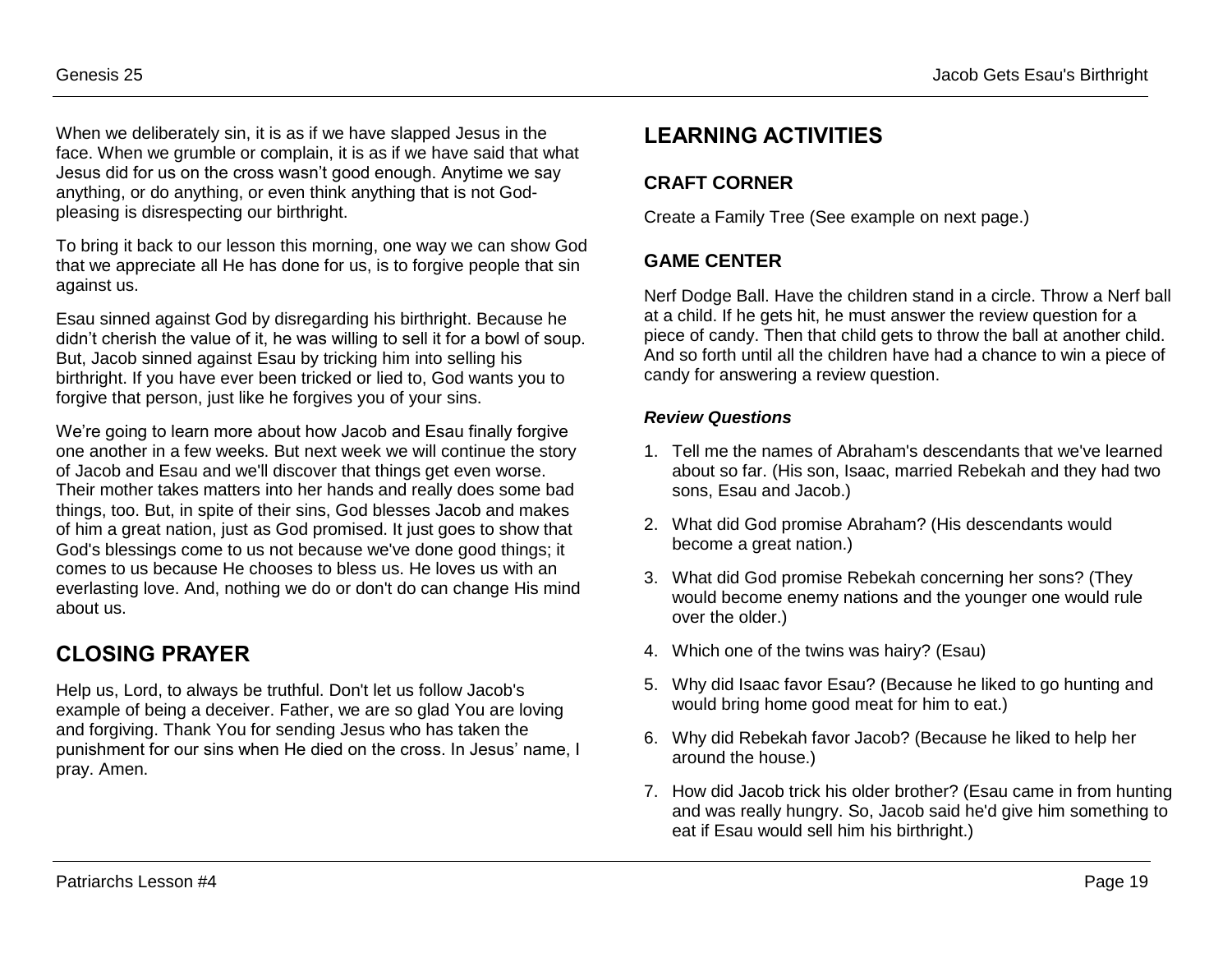When we deliberately sin, it is as if we have slapped Jesus in the face. When we grumble or complain, it is as if we have said that what Jesus did for us on the cross wasn't good enough. Anytime we say anything, or do anything, or even think anything that is not God-pleasing is disrespecting our birthright.

To bring it back to our lesson this morning, one way we can show God that we appreciate all He has done for us, is to forgive people that sin against us.

Esau sinned against God by disregarding his birthright. Because he didn't cherish the value of it, he was willing to sell it for a bowl of soup. But, Jacob sinned against Esau by tricking him into selling his birthright. If you have ever been tricked or lied to, God wants you to forgive that person, just like he forgives you of your sins.

We're going to learn more about how Jacob and Esau finally forgive one another in a few weeks. But next week we will continue the story of Jacob and Esau and we'll discover that things get even worse. Their mother takes matters into her hands and really does some bad things, too. But, in spite of their sins, God blesses Jacob and makes of him a great nation, just as God promised. It just goes to show that God's blessings come to us not because we've done good things; it comes to us because He chooses to bless us. He loves us with an everlasting love. And, nothing we do or don't do can change His mind about us.

## CLOSING PRAYER

Help us, Lord, to always be truthful. Don't let us follow Jacob's example of being a deceiver. Father, we are so glad You are loving and forgiving. Thank You for sending Jesus who has taken the punishment for our sins when He died on the cross. In Jesus' name, I pray. Amen.

## LEARNING ACTIVITIES

### CRAFT CORNER

Create a Family Tree (See example on next page.)

### GAME CENTER

Nerf Dodge Ball. Have the children stand in a circle. Throw a Nerf ball at a child. If he gets hit, he must answer the review question for a piece of candy. Then that child gets to throw the ball at another child. And so forth until all the children have had a chance to win a piece of candy for answering a review question.

#### *Review Questions*

1. Tell me the names of Abraham's descendants that we've learned about so far. (His son, Isaac, married Rebekah and they had two sons, Esau and Jacob.)
2. What did God promise Abraham? (His descendants would become a great nation.)
3. What did God promise Rebekah concerning her sons? (They would become enemy nations and the younger one would rule over the older.)
4. Which one of the twins was hairy? (Esau)
5. Why did Isaac favor Esau? (Because he liked to go hunting and would bring home good meat for him to eat.)
6. Why did Rebekah favor Jacob? (Because he liked to help her around the house.)
7. How did Jacob trick his older brother? (Esau came in from hunting and was really hungry. So, Jacob said he'd give him something to eat if Esau would sell him his birthright.)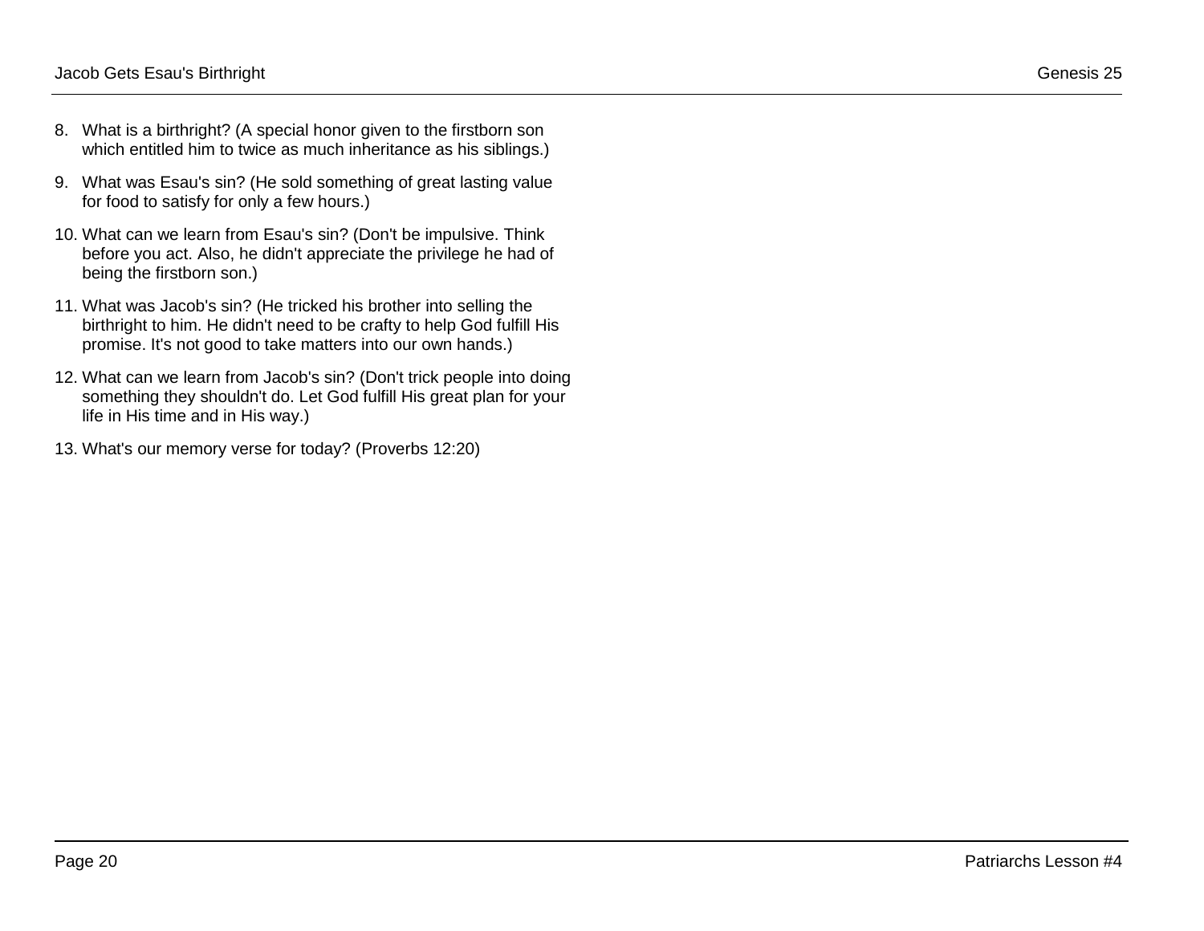8. What is a birthright? (A special honor given to the firstborn son which entitled him to twice as much inheritance as his siblings.)
9. What was Esau's sin? (He sold something of great lasting value for food to satisfy for only a few hours.)
10. What can we learn from Esau's sin? (Don't be impulsive. Think before you act. Also, he didn't appreciate the privilege he had of being the firstborn son.)
11. What was Jacob's sin? (He tricked his brother into selling the birthright to him. He didn't need to be crafty to help God fulfill His promise. It's not good to take matters into our own hands.)
12. What can we learn from Jacob's sin? (Don't trick people into doing something they shouldn't do. Let God fulfill His great plan for your life in His time and in His way.)
13. What's our memory verse for today? (Proverbs 12:20)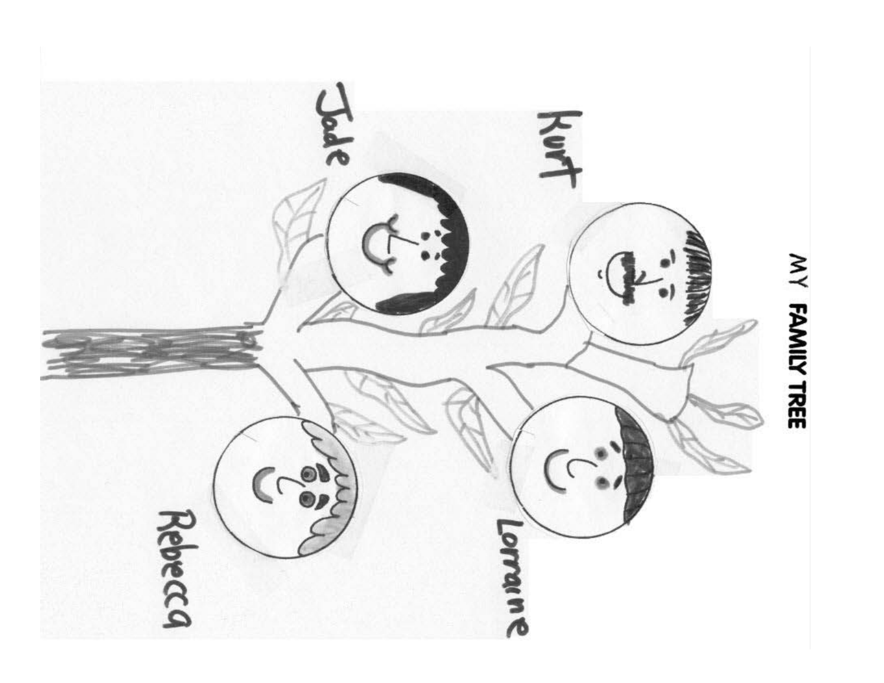# MY FAMILY TREE

Kurt

Lorraine

Jade

Rebecca